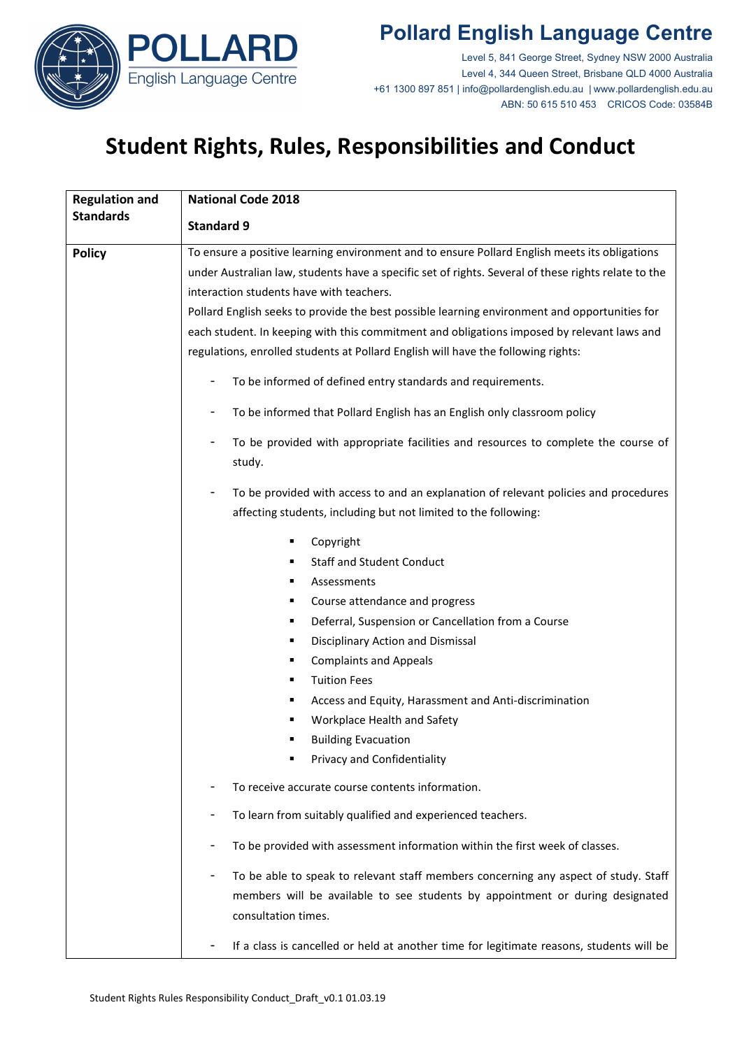# Pollard English Language Centre

Level 5, 841 George Street, Sydney NSW 2000 Australia
Level 4, 344 Queen Street, Brisbane QLD 4000 Australia
+61 1300 897 851 | info@pollardenglish.edu.au | www.pollardenglish.edu.au
ABN: 50 615 510 453 CRICOS Code: 03584B

# Student Rights, Rules, Responsibilities and Conduct

| **Regulation and Standards** | **National Code 2018**<br><br>**Standard 9** |
|---|---|
| **Policy** | To ensure a positive learning environment and to ensure Pollard English meets its obligations under Australian law, students have a specific set of rights. Several of these rights relate to the interaction students have with teachers.<br>Pollard English seeks to provide the best possible learning environment and opportunities for each student. In keeping with this commitment and obligations imposed by relevant laws and regulations, enrolled students at Pollard English will have the following rights:<br><br>- To be informed of defined entry standards and requirements.<br>- To be informed that Pollard English has an English only classroom policy<br>- To be provided with appropriate facilities and resources to complete the course of study.<br>- To be provided with access to and an explanation of relevant policies and procedures affecting students, including but not limited to the following:<br>&nbsp;&nbsp;&nbsp;&nbsp;▪ Copyright<br>&nbsp;&nbsp;&nbsp;&nbsp;▪ Staff and Student Conduct<br>&nbsp;&nbsp;&nbsp;&nbsp;▪ Assessments<br>&nbsp;&nbsp;&nbsp;&nbsp;▪ Course attendance and progress<br>&nbsp;&nbsp;&nbsp;&nbsp;▪ Deferral, Suspension or Cancellation from a Course<br>&nbsp;&nbsp;&nbsp;&nbsp;▪ Disciplinary Action and Dismissal<br>&nbsp;&nbsp;&nbsp;&nbsp;▪ Complaints and Appeals<br>&nbsp;&nbsp;&nbsp;&nbsp;▪ Tuition Fees<br>&nbsp;&nbsp;&nbsp;&nbsp;▪ Access and Equity, Harassment and Anti-discrimination<br>&nbsp;&nbsp;&nbsp;&nbsp;▪ Workplace Health and Safety<br>&nbsp;&nbsp;&nbsp;&nbsp;▪ Building Evacuation<br>&nbsp;&nbsp;&nbsp;&nbsp;▪ Privacy and Confidentiality<br>- To receive accurate course contents information.<br>- To learn from suitably qualified and experienced teachers.<br>- To be provided with assessment information within the first week of classes.<br>- To be able to speak to relevant staff members concerning any aspect of study. Staff members will be available to see students by appointment or during designated consultation times.<br>- If a class is cancelled or held at another time for legitimate reasons, students will be |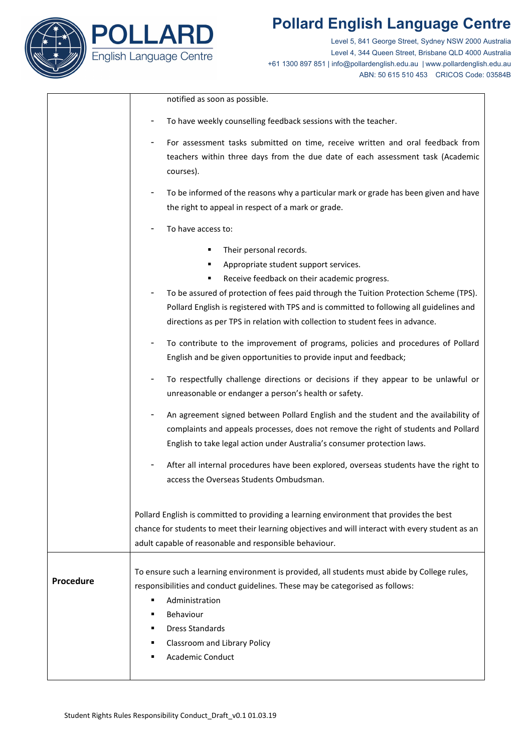| | |
|---|---|
| | notified as soon as possible.<br>- To have weekly counselling feedback sessions with the teacher.<br>- For assessment tasks submitted on time, receive written and oral feedback from teachers within three days from the due date of each assessment task (Academic courses).<br>- To be informed of the reasons why a particular mark or grade has been given and have the right to appeal in respect of a mark or grade.<br>- To have access to:<br>&nbsp;&nbsp;&nbsp;&nbsp;▪ Their personal records.<br>&nbsp;&nbsp;&nbsp;&nbsp;▪ Appropriate student support services.<br>&nbsp;&nbsp;&nbsp;&nbsp;▪ Receive feedback on their academic progress.<br>- To be assured of protection of fees paid through the Tuition Protection Scheme (TPS). Pollard English is registered with TPS and is committed to following all guidelines and directions as per TPS in relation with collection to student fees in advance.<br>- To contribute to the improvement of programs, policies and procedures of Pollard English and be given opportunities to provide input and feedback;<br>- To respectfully challenge directions or decisions if they appear to be unlawful or unreasonable or endanger a person's health or safety.<br>- An agreement signed between Pollard English and the student and the availability of complaints and appeals processes, does not remove the right of students and Pollard English to take legal action under Australia's consumer protection laws.<br>- After all internal procedures have been explored, overseas students have the right to access the Overseas Students Ombudsman.<br><br>Pollard English is committed to providing a learning environment that provides the best chance for students to meet their learning objectives and will interact with every student as an adult capable of reasonable and responsible behaviour. |
| **Procedure** | To ensure such a learning environment is provided, all students must abide by College rules, responsibilities and conduct guidelines. These may be categorised as follows:<br>▪ Administration<br>▪ Behaviour<br>▪ Dress Standards<br>▪ Classroom and Library Policy<br>▪ Academic Conduct |

Student Rights Rules Responsibility Conduct_Draft_v0.1 01.03.19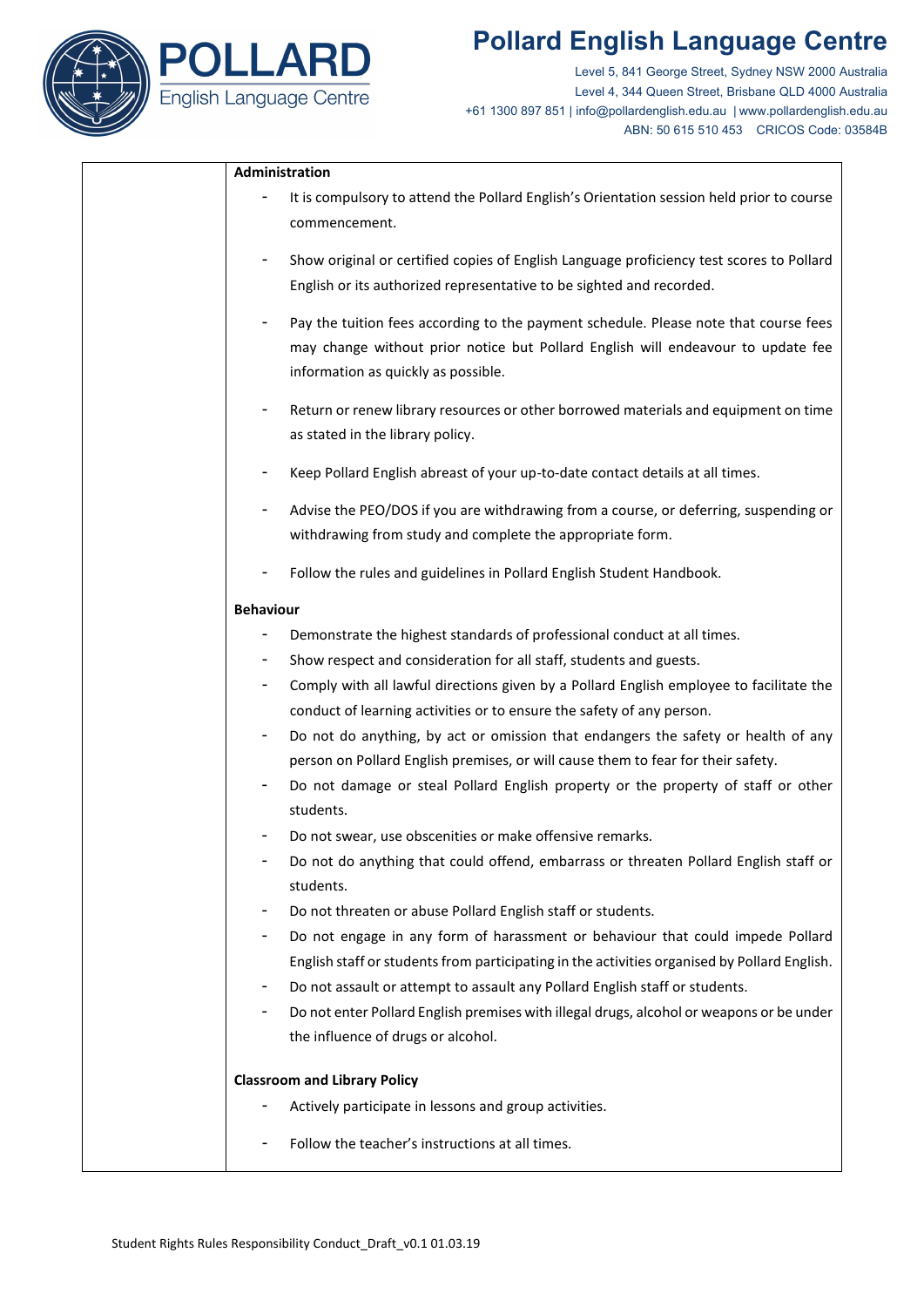| | **Administration**<br>- It is compulsory to attend the Pollard English's Orientation session held prior to course commencement.<br>- Show original or certified copies of English Language proficiency test scores to Pollard English or its authorized representative to be sighted and recorded.<br>- Pay the tuition fees according to the payment schedule. Please note that course fees may change without prior notice but Pollard English will endeavour to update fee information as quickly as possible.<br>- Return or renew library resources or other borrowed materials and equipment on time as stated in the library policy.<br>- Keep Pollard English abreast of your up-to-date contact details at all times.<br>- Advise the PEO/DOS if you are withdrawing from a course, or deferring, suspending or withdrawing from study and complete the appropriate form.<br>- Follow the rules and guidelines in Pollard English Student Handbook.<br><br>**Behaviour**<br>- Demonstrate the highest standards of professional conduct at all times.<br>- Show respect and consideration for all staff, students and guests.<br>- Comply with all lawful directions given by a Pollard English employee to facilitate the conduct of learning activities or to ensure the safety of any person.<br>- Do not do anything, by act or omission that endangers the safety or health of any person on Pollard English premises, or will cause them to fear for their safety.<br>- Do not damage or steal Pollard English property or the property of staff or other students.<br>- Do not swear, use obscenities or make offensive remarks.<br>- Do not do anything that could offend, embarrass or threaten Pollard English staff or students.<br>- Do not threaten or abuse Pollard English staff or students.<br>- Do not engage in any form of harassment or behaviour that could impede Pollard English staff or students from participating in the activities organised by Pollard English.<br>- Do not assault or attempt to assault any Pollard English staff or students.<br>- Do not enter Pollard English premises with illegal drugs, alcohol or weapons or be under the influence of drugs or alcohol.<br><br>**Classroom and Library Policy**<br>- Actively participate in lessons and group activities.<br>- Follow the teacher's instructions at all times. |
|---|---|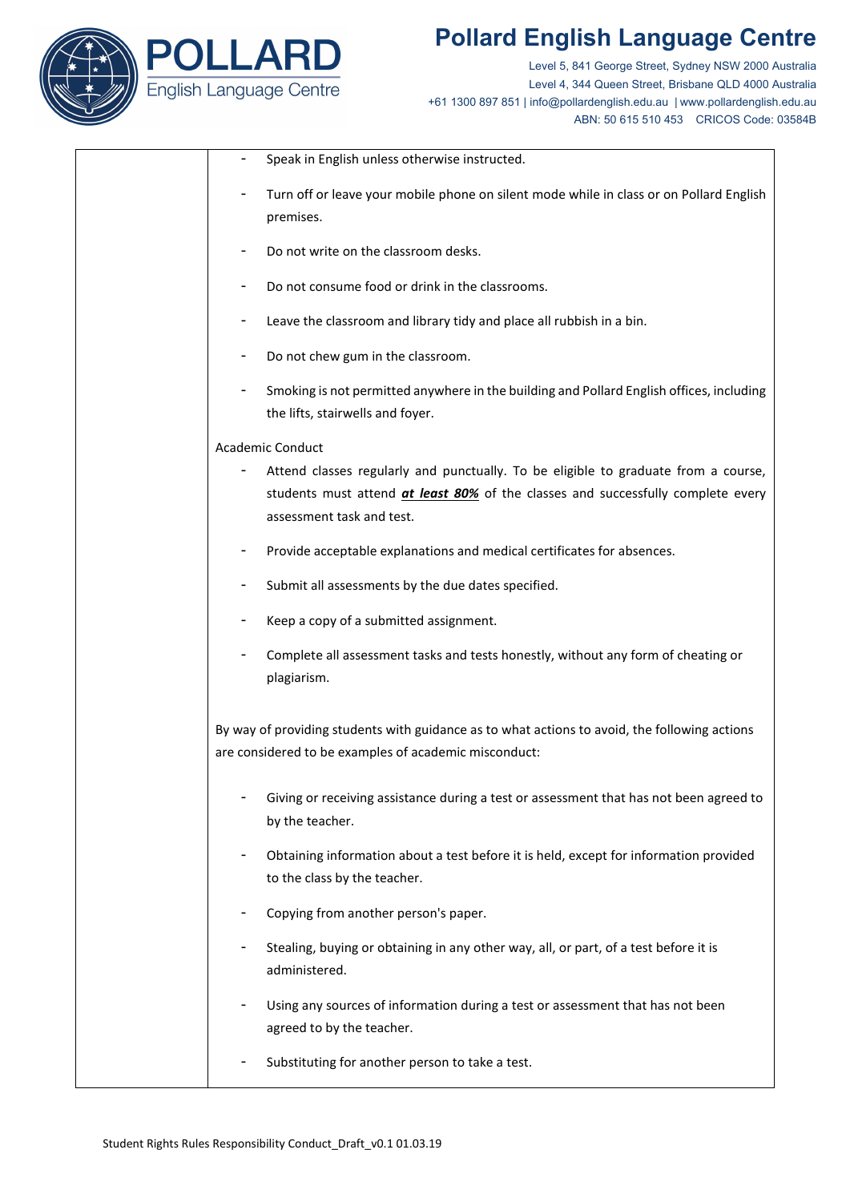| | - Speak in English unless otherwise instructed.<br>- Turn off or leave your mobile phone on silent mode while in class or on Pollard English premises.<br>- Do not write on the classroom desks.<br>- Do not consume food or drink in the classrooms.<br>- Leave the classroom and library tidy and place all rubbish in a bin.<br>- Do not chew gum in the classroom.<br>- Smoking is not permitted anywhere in the building and Pollard English offices, including the lifts, stairwells and foyer.<br><br>Academic Conduct<br>- Attend classes regularly and punctually. To be eligible to graduate from a course, students must attend ***<u>at least 80%</u>*** of the classes and successfully complete every assessment task and test.<br>- Provide acceptable explanations and medical certificates for absences.<br>- Submit all assessments by the due dates specified.<br>- Keep a copy of a submitted assignment.<br>- Complete all assessment tasks and tests honestly, without any form of cheating or plagiarism.<br><br>By way of providing students with guidance as to what actions to avoid, the following actions are considered to be examples of academic misconduct:<br><br>- Giving or receiving assistance during a test or assessment that has not been agreed to by the teacher.<br>- Obtaining information about a test before it is held, except for information provided to the class by the teacher.<br>- Copying from another person's paper.<br>- Stealing, buying or obtaining in any other way, all, or part, of a test before it is administered.<br>- Using any sources of information during a test or assessment that has not been agreed to by the teacher.<br>- Substituting for another person to take a test. |
|---|---|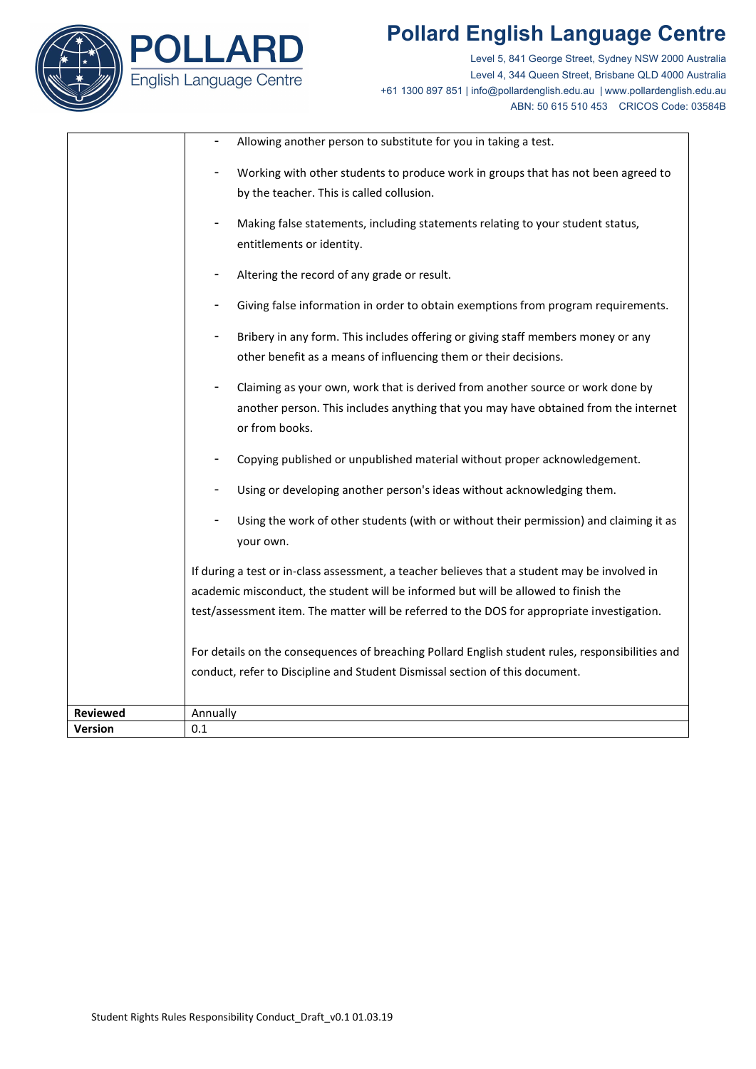| | |
|---|---|
| | - Allowing another person to substitute for you in taking a test.<br>- Working with other students to produce work in groups that has not been agreed to by the teacher. This is called collusion.<br>- Making false statements, including statements relating to your student status, entitlements or identity.<br>- Altering the record of any grade or result.<br>- Giving false information in order to obtain exemptions from program requirements.<br>- Bribery in any form. This includes offering or giving staff members money or any other benefit as a means of influencing them or their decisions.<br>- Claiming as your own, work that is derived from another source or work done by another person. This includes anything that you may have obtained from the internet or from books.<br>- Copying published or unpublished material without proper acknowledgement.<br>- Using or developing another person's ideas without acknowledging them.<br>- Using the work of other students (with or without their permission) and claiming it as your own.<br><br>If during a test or in-class assessment, a teacher believes that a student may be involved in academic misconduct, the student will be informed but will be allowed to finish the test/assessment item. The matter will be referred to the DOS for appropriate investigation.<br><br>For details on the consequences of breaching Pollard English student rules, responsibilities and conduct, refer to Discipline and Student Dismissal section of this document. |
| **Reviewed** | Annually |
| **Version** | 0.1 |